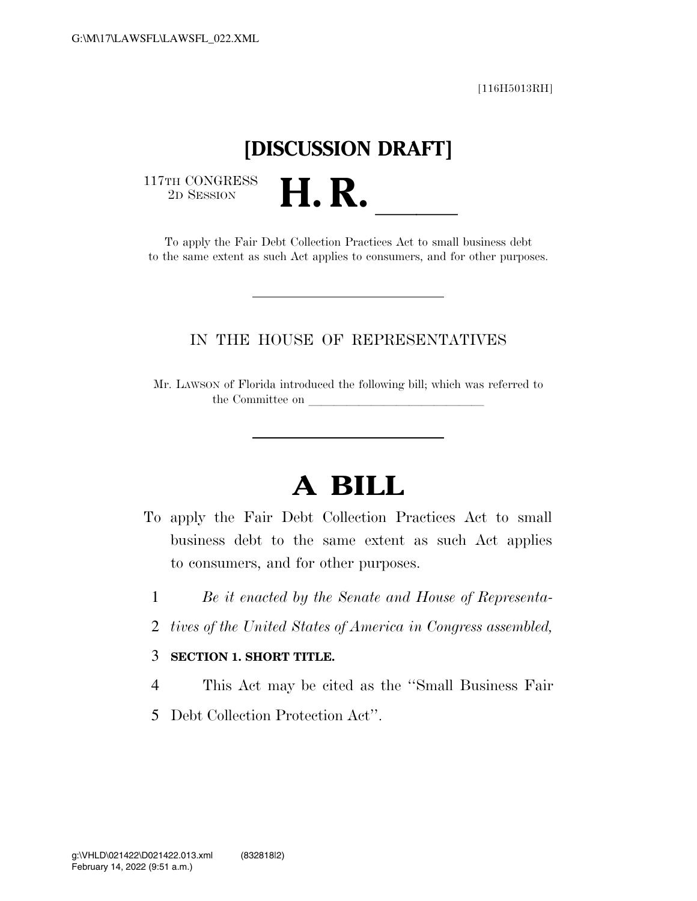G:\M\17\LAWSFL\LAWSFL_022.XML

[116H5013RH]

# [DISCUSSION DRAFT]

117TH CONGRESS
2D SESSION

# H. R. ____

To apply the Fair Debt Collection Practices Act to small business debt to the same extent as such Act applies to consumers, and for other purposes.

---

IN THE HOUSE OF REPRESENTATIVES

Mr. LAWSON of Florida introduced the following bill; which was referred to the Committee on ______________________________

---

# A BILL

To apply the Fair Debt Collection Practices Act to small business debt to the same extent as such Act applies to consumers, and for other purposes.

1 *Be it enacted by the Senate and House of Representa-*
2 *tives of the United States of America in Congress assembled,*

3 **SECTION 1. SHORT TITLE.**

4 This Act may be cited as the ''Small Business Fair
5 Debt Collection Protection Act''.

g:\VHLD\021422\D021422.013.xml (832818|2)
February 14, 2022 (9:51 a.m.)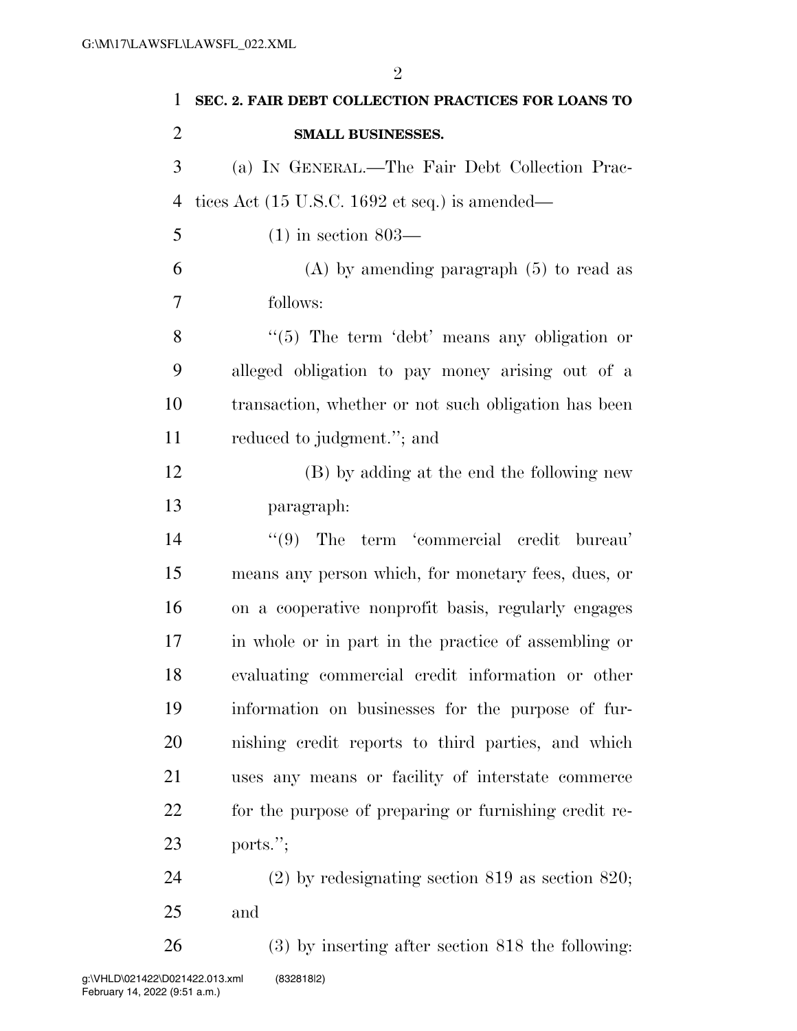**SEC. 2. FAIR DEBT COLLECTION PRACTICES FOR LOANS TO SMALL BUSINESSES.**

(a) IN GENERAL.—The Fair Debt Collection Practices Act (15 U.S.C. 1692 et seq.) is amended—

(1) in section 803—

(A) by amending paragraph (5) to read as follows:

"(5) The term 'debt' means any obligation or alleged obligation to pay money arising out of a transaction, whether or not such obligation has been reduced to judgment."; and

(B) by adding at the end the following new paragraph:

"(9) The term 'commercial credit bureau' means any person which, for monetary fees, dues, or on a cooperative nonprofit basis, regularly engages in whole or in part in the practice of assembling or evaluating commercial credit information or other information on businesses for the purpose of furnishing credit reports to third parties, and which uses any means or facility of interstate commerce for the purpose of preparing or furnishing credit reports.";

(2) by redesignating section 819 as section 820; and

(3) by inserting after section 818 the following: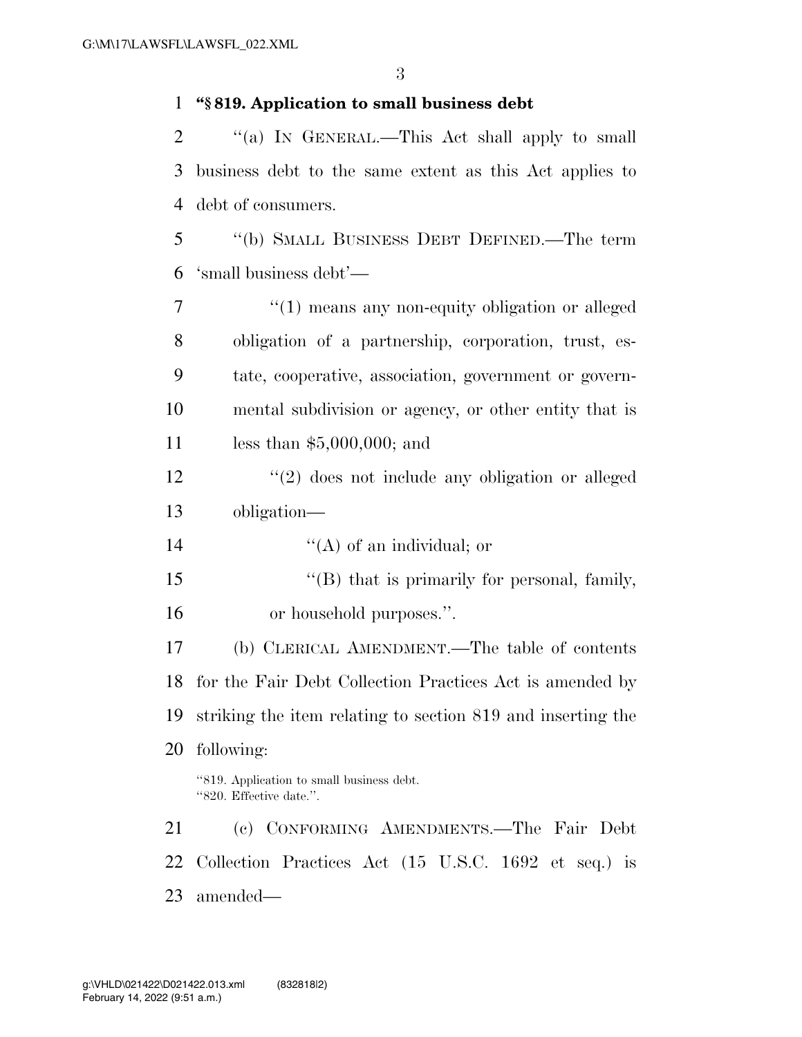**"§ 819. Application to small business debt**

"(a) IN GENERAL.—This Act shall apply to small business debt to the same extent as this Act applies to debt of consumers.

"(b) SMALL BUSINESS DEBT DEFINED.—The term 'small business debt'—

"(1) means any non-equity obligation or alleged obligation of a partnership, corporation, trust, estate, cooperative, association, government or governmental subdivision or agency, or other entity that is less than $5,000,000; and

"(2) does not include any obligation or alleged obligation—

"(A) of an individual; or

"(B) that is primarily for personal, family, or household purposes.".

(b) CLERICAL AMENDMENT.—The table of contents for the Fair Debt Collection Practices Act is amended by striking the item relating to section 819 and inserting the following:

"819. Application to small business debt.
"820. Effective date.".

(c) CONFORMING AMENDMENTS.—The Fair Debt Collection Practices Act (15 U.S.C. 1692 et seq.) is amended—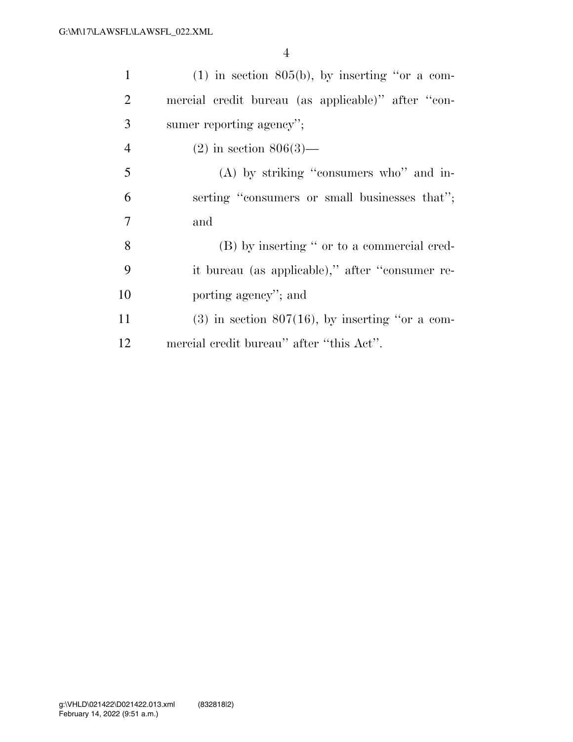(1) in section 805(b), by inserting "or a commercial credit bureau (as applicable)" after "consumer reporting agency";

(2) in section 806(3)—

(A) by striking "consumers who" and inserting "consumers or small businesses that"; and

(B) by inserting " or to a commercial credit bureau (as applicable)," after "consumer reporting agency"; and

(3) in section 807(16), by inserting "or a commercial credit bureau" after "this Act".